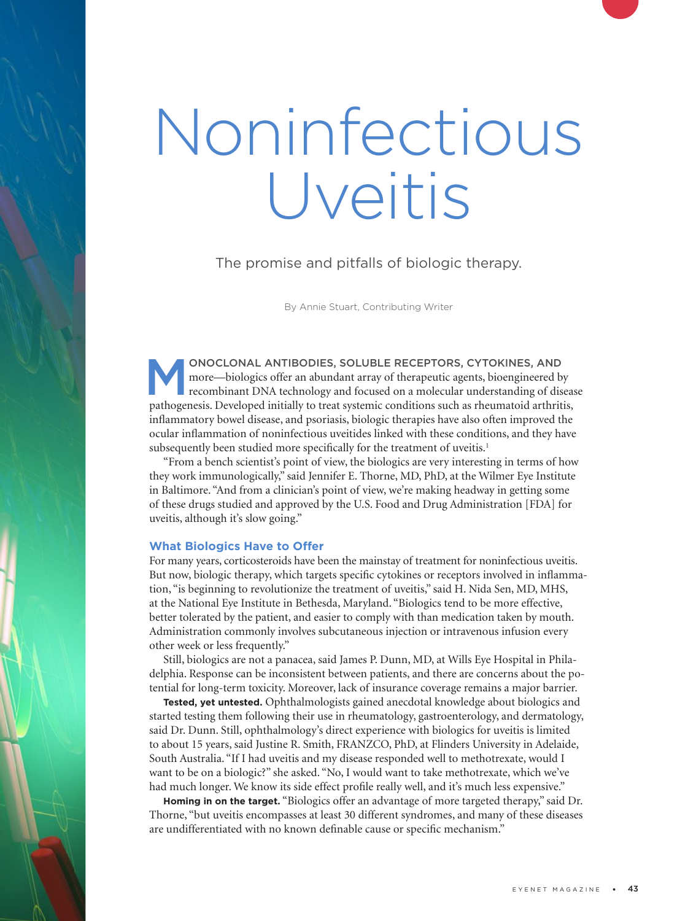# Noninfectious Uveitis

The promise and pitfalls of biologic therapy.

By Annie Stuart, Contributing Writer

MONOCLONAL ANTIBODIES, SOLUBLE RECEPTORS, CYTOKINES, AND more—biologics offer an abundant array of therapeutic agents, bioengineered by recombinant DNA technology and focused on a molecular understanding of disease pathogenesis. Developed initially to treat systemic conditions such as rheumatoid arthritis, inflammatory bowel disease, and psoriasis, biologic therapies have also often improved the ocular inflammation of noninfectious uveitides linked with these conditions, and they have subsequently been studied more specifically for the treatment of uveitis.[1]

"From a bench scientist's point of view, the biologics are very interesting in terms of how they work immunologically," said Jennifer E. Thorne, MD, PhD, at the Wilmer Eye Institute in Baltimore. "And from a clinician's point of view, we're making headway in getting some of these drugs studied and approved by the U.S. Food and Drug Administration [FDA] for uveitis, although it's slow going."

## What Biologics Have to Offer

For many years, corticosteroids have been the mainstay of treatment for noninfectious uveitis. But now, biologic therapy, which targets specific cytokines or receptors involved in inflammation, "is beginning to revolutionize the treatment of uveitis," said H. Nida Sen, MD, MHS, at the National Eye Institute in Bethesda, Maryland. "Biologics tend to be more effective, better tolerated by the patient, and easier to comply with than medication taken by mouth. Administration commonly involves subcutaneous injection or intravenous infusion every other week or less frequently."

Still, biologics are not a panacea, said James P. Dunn, MD, at Wills Eye Hospital in Philadelphia. Response can be inconsistent between patients, and there are concerns about the potential for long-term toxicity. Moreover, lack of insurance coverage remains a major barrier.

**Tested, yet untested.** Ophthalmologists gained anecdotal knowledge about biologics and started testing them following their use in rheumatology, gastroenterology, and dermatology, said Dr. Dunn. Still, ophthalmology's direct experience with biologics for uveitis is limited to about 15 years, said Justine R. Smith, FRANZCO, PhD, at Flinders University in Adelaide, South Australia. "If I had uveitis and my disease responded well to methotrexate, would I want to be on a biologic?" she asked. "No, I would want to take methotrexate, which we've had much longer. We know its side effect profile really well, and it's much less expensive."

**Homing in on the target.** "Biologics offer an advantage of more targeted therapy," said Dr. Thorne, "but uveitis encompasses at least 30 different syndromes, and many of these diseases are undifferentiated with no known definable cause or specific mechanism."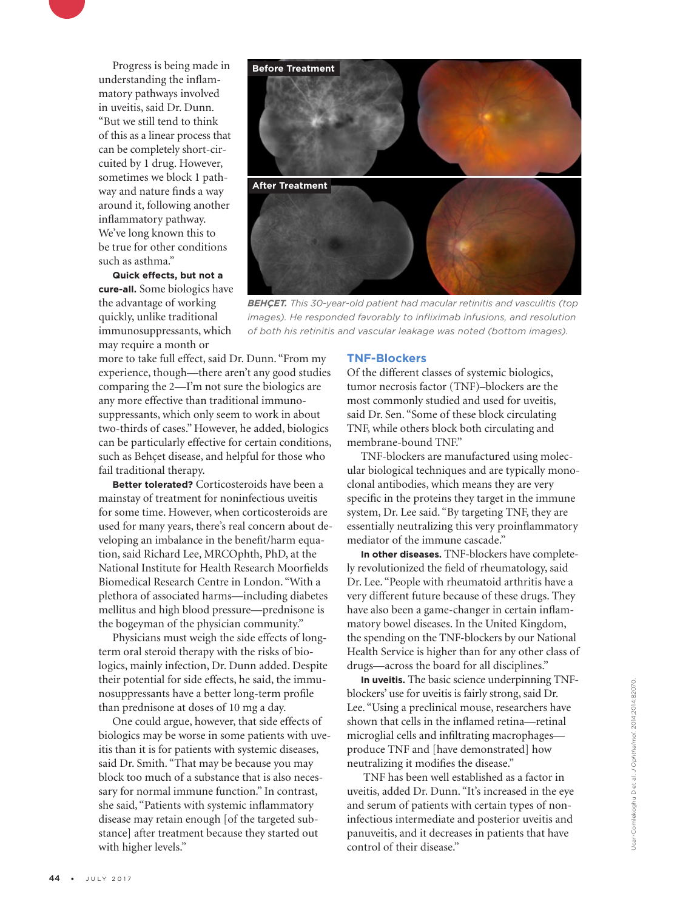Progress is being made in understanding the inflammatory pathways involved in uveitis, said Dr. Dunn. "But we still tend to think of this as a linear process that can be completely short-circuited by 1 drug. However, sometimes we block 1 pathway and nature finds a way around it, following another inflammatory pathway. We've long known this to be true for other conditions such as asthma."

**Quick effects, but not a cure-all.** Some biologics have the advantage of working quickly, unlike traditional immunosuppressants, which may require a month or more to take full effect, said Dr. Dunn. "From my experience, though—there aren't any good studies comparing the 2—I'm not sure the biologics are any more effective than traditional immunosuppressants, which only seem to work in about two-thirds of cases." However, he added, biologics can be particularly effective for certain conditions, such as Behçet disease, and helpful for those who fail traditional therapy.

**Better tolerated?** Corticosteroids have been a mainstay of treatment for noninfectious uveitis for some time. However, when corticosteroids are used for many years, there's real concern about developing an imbalance in the benefit/harm equation, said Richard Lee, MRCOphth, PhD, at the National Institute for Health Research Moorfields Biomedical Research Centre in London. "With a plethora of associated harms—including diabetes mellitus and high blood pressure—prednisone is the bogeyman of the physician community."

Physicians must weigh the side effects of long-term oral steroid therapy with the risks of biologics, mainly infection, Dr. Dunn added. Despite their potential for side effects, he said, the immunosuppressants have a better long-term profile than prednisone at doses of 10 mg a day.

One could argue, however, that side effects of biologics may be worse in some patients with uveitis than it is for patients with systemic diseases, said Dr. Smith. "That may be because you may block too much of a substance that is also necessary for normal immune function." In contrast, she said, "Patients with systemic inflammatory disease may retain enough [of the targeted substance] after treatment because they started out with higher levels."

Before Treatment

After Treatment

***BEHÇET.*** *This 30-year-old patient had macular retinitis and vasculitis (top images). He responded favorably to infliximab infusions, and resolution of both his retinitis and vascular leakage was noted (bottom images).*

## TNF-Blockers

Of the different classes of systemic biologics, tumor necrosis factor (TNF)–blockers are the most commonly studied and used for uveitis, said Dr. Sen. "Some of these block circulating TNF, while others block both circulating and membrane-bound TNF."

TNF-blockers are manufactured using molecular biological techniques and are typically monoclonal antibodies, which means they are very specific in the proteins they target in the immune system, Dr. Lee said. "By targeting TNF, they are essentially neutralizing this very proinflammatory mediator of the immune cascade."

**In other diseases.** TNF-blockers have completely revolutionized the field of rheumatology, said Dr. Lee. "People with rheumatoid arthritis have a very different future because of these drugs. They have also been a game-changer in certain inflammatory bowel diseases. In the United Kingdom, the spending on the TNF-blockers by our National Health Service is higher than for any other class of drugs—across the board for all disciplines."

**In uveitis.** The basic science underpinning TNF-blockers' use for uveitis is fairly strong, said Dr. Lee. "Using a preclinical mouse, researchers have shown that cells in the inflamed retina—retinal microglial cells and infiltrating macrophages—produce TNF and [have demonstrated] how neutralizing it modifies the disease."

TNF has been well established as a factor in uveitis, added Dr. Dunn. "It's increased in the eye and serum of patients with certain types of noninfectious intermediate and posterior uveitis and panuveitis, and it decreases in patients that have control of their disease."

Ucar-Comlekoglu D et al. *J Ophthalmol.* 2014;2014:82070.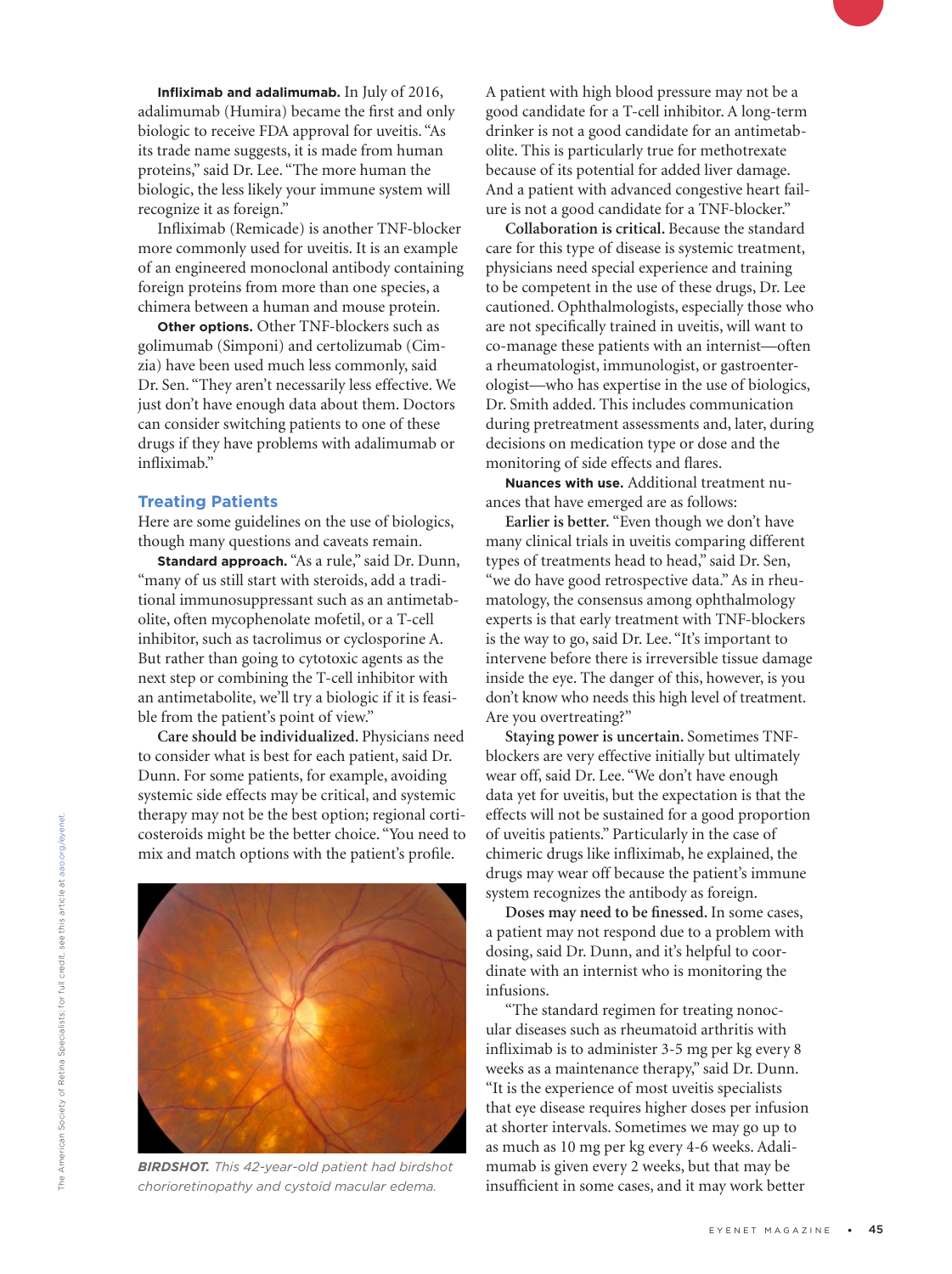**Infliximab and adalimumab.** In July of 2016, adalimumab (Humira) became the first and only biologic to receive FDA approval for uveitis. "As its trade name suggests, it is made from human proteins," said Dr. Lee. "The more human the biologic, the less likely your immune system will recognize it as foreign."

Infliximab (Remicade) is another TNF-blocker more commonly used for uveitis. It is an example of an engineered monoclonal antibody containing foreign proteins from more than one species, a chimera between a human and mouse protein.

**Other options.** Other TNF-blockers such as golimumab (Simponi) and certolizumab (Cimzia) have been used much less commonly, said Dr. Sen. "They aren't necessarily less effective. We just don't have enough data about them. Doctors can consider switching patients to one of these drugs if they have problems with adalimumab or infliximab."

## Treating Patients

Here are some guidelines on the use of biologics, though many questions and caveats remain.

**Standard approach.** "As a rule," said Dr. Dunn, "many of us still start with steroids, add a traditional immunosuppressant such as an antimetabolite, often mycophenolate mofetil, or a T-cell inhibitor, such as tacrolimus or cyclosporine A. But rather than going to cytotoxic agents as the next step or combining the T-cell inhibitor with an antimetabolite, we'll try a biologic if it is feasible from the patient's point of view."

**Care should be individualized.** Physicians need to consider what is best for each patient, said Dr. Dunn. For some patients, for example, avoiding systemic side effects may be critical, and systemic therapy may not be the best option; regional corticosteroids might be the better choice. "You need to mix and match options with the patient's profile.

*BIRDSHOT. This 42-year-old patient had birdshot chorioretinopathy and cystoid macular edema.*

A patient with high blood pressure may not be a good candidate for a T-cell inhibitor. A long-term drinker is not a good candidate for an antimetabolite. This is particularly true for methotrexate because of its potential for added liver damage. And a patient with advanced congestive heart failure is not a good candidate for a TNF-blocker."

**Collaboration is critical.** Because the standard care for this type of disease is systemic treatment, physicians need special experience and training to be competent in the use of these drugs, Dr. Lee cautioned. Ophthalmologists, especially those who are not specifically trained in uveitis, will want to co-manage these patients with an internist—often a rheumatologist, immunologist, or gastroenterologist—who has expertise in the use of biologics, Dr. Smith added. This includes communication during pretreatment assessments and, later, during decisions on medication type or dose and the monitoring of side effects and flares.

**Nuances with use.** Additional treatment nuances that have emerged are as follows:

**Earlier is better.** "Even though we don't have many clinical trials in uveitis comparing different types of treatments head to head," said Dr. Sen, "we do have good retrospective data." As in rheumatology, the consensus among ophthalmology experts is that early treatment with TNF-blockers is the way to go, said Dr. Lee. "It's important to intervene before there is irreversible tissue damage inside the eye. The danger of this, however, is you don't know who needs this high level of treatment. Are you overtreating?"

**Staying power is uncertain.** Sometimes TNF-blockers are very effective initially but ultimately wear off, said Dr. Lee. "We don't have enough data yet for uveitis, but the expectation is that the effects will not be sustained for a good proportion of uveitis patients." Particularly in the case of chimeric drugs like infliximab, he explained, the drugs may wear off because the patient's immune system recognizes the antibody as foreign.

**Doses may need to be finessed.** In some cases, a patient may not respond due to a problem with dosing, said Dr. Dunn, and it's helpful to coordinate with an internist who is monitoring the infusions.

"The standard regimen for treating nonocular diseases such as rheumatoid arthritis with infliximab is to administer 3-5 mg per kg every 8 weeks as a maintenance therapy," said Dr. Dunn. "It is the experience of most uveitis specialists that eye disease requires higher doses per infusion at shorter intervals. Sometimes we may go up to as much as 10 mg per kg every 4-6 weeks. Adalimumab is given every 2 weeks, but that may be insufficient in some cases, and it may work better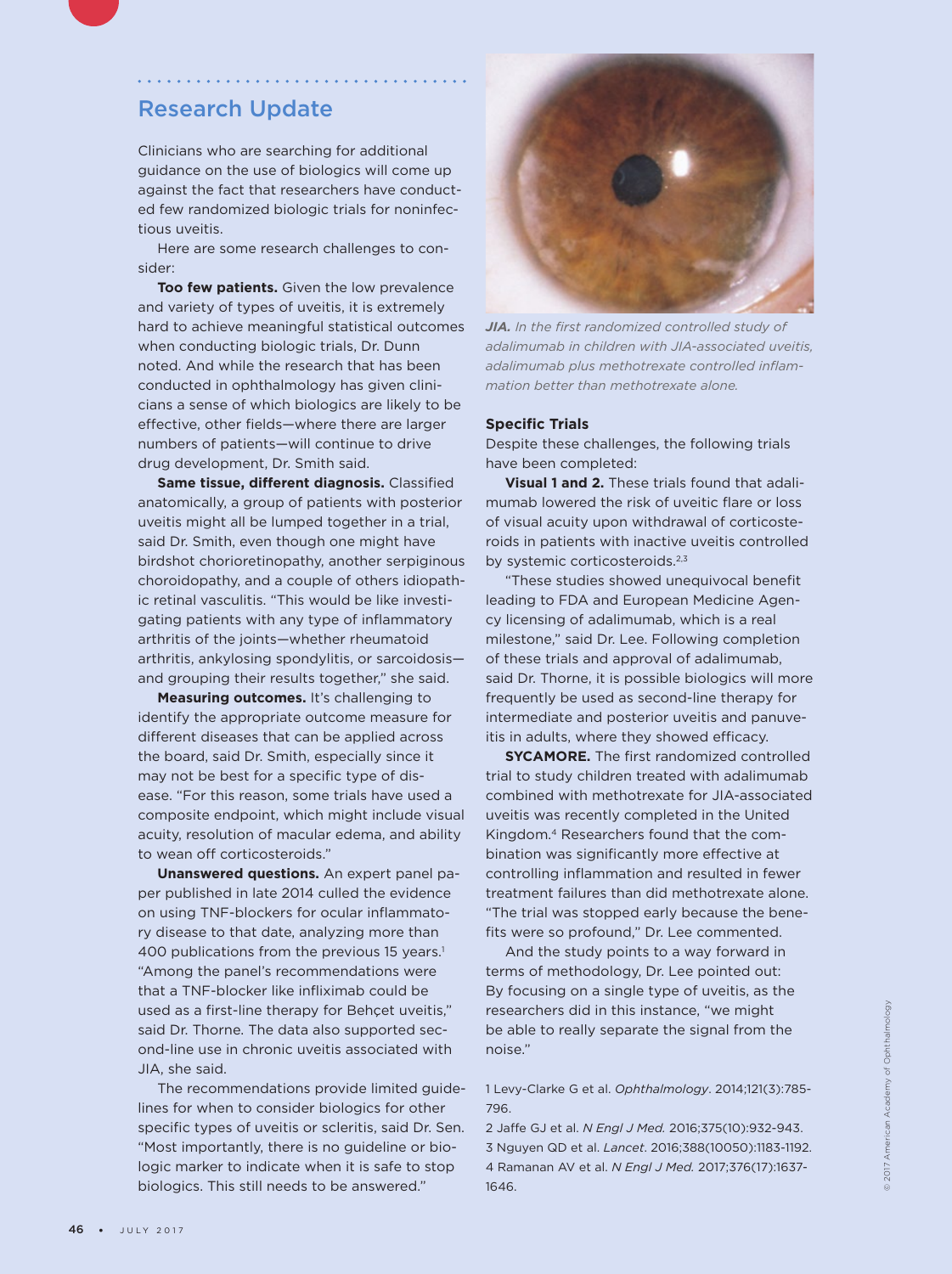## Research Update

Clinicians who are searching for additional guidance on the use of biologics will come up against the fact that researchers have conducted few randomized biologic trials for noninfectious uveitis.

Here are some research challenges to consider:

**Too few patients.** Given the low prevalence and variety of types of uveitis, it is extremely hard to achieve meaningful statistical outcomes when conducting biologic trials, Dr. Dunn noted. And while the research that has been conducted in ophthalmology has given clinicians a sense of which biologics are likely to be effective, other fields—where there are larger numbers of patients—will continue to drive drug development, Dr. Smith said.

**Same tissue, different diagnosis.** Classified anatomically, a group of patients with posterior uveitis might all be lumped together in a trial, said Dr. Smith, even though one might have birdshot chorioretinopathy, another serpiginous choroidopathy, and a couple of others idiopathic retinal vasculitis. "This would be like investigating patients with any type of inflammatory arthritis of the joints—whether rheumatoid arthritis, ankylosing spondylitis, or sarcoidosis—and grouping their results together," she said.

**Measuring outcomes.** It's challenging to identify the appropriate outcome measure for different diseases that can be applied across the board, said Dr. Smith, especially since it may not be best for a specific type of disease. "For this reason, some trials have used a composite endpoint, which might include visual acuity, resolution of macular edema, and ability to wean off corticosteroids."

**Unanswered questions.** An expert panel paper published in late 2014 culled the evidence on using TNF-blockers for ocular inflammatory disease to that date, analyzing more than 400 publications from the previous 15 years.[1] "Among the panel's recommendations were that a TNF-blocker like infliximab could be used as a first-line therapy for Behçet uveitis," said Dr. Thorne. The data also supported second-line use in chronic uveitis associated with JIA, she said.

The recommendations provide limited guidelines for when to consider biologics for other specific types of uveitis or scleritis, said Dr. Sen. "Most importantly, there is no guideline or biologic marker to indicate when it is safe to stop biologics. This still needs to be answered."

***JIA.*** *In the first randomized controlled study of adalimumab in children with JIA-associated uveitis, adalimumab plus methotrexate controlled inflammation better than methotrexate alone.*

### Specific Trials

Despite these challenges, the following trials have been completed:

**Visual 1 and 2.** These trials found that adalimumab lowered the risk of uveitic flare or loss of visual acuity upon withdrawal of corticosteroids in patients with inactive uveitis controlled by systemic corticosteroids.[2,3]

"These studies showed unequivocal benefit leading to FDA and European Medicine Agency licensing of adalimumab, which is a real milestone," said Dr. Lee. Following completion of these trials and approval of adalimumab, said Dr. Thorne, it is possible biologics will more frequently be used as second-line therapy for intermediate and posterior uveitis and panuveitis in adults, where they showed efficacy.

**SYCAMORE.** The first randomized controlled trial to study children treated with adalimumab combined with methotrexate for JIA-associated uveitis was recently completed in the United Kingdom.[4] Researchers found that the combination was significantly more effective at controlling inflammation and resulted in fewer treatment failures than did methotrexate alone. "The trial was stopped early because the benefits were so profound," Dr. Lee commented.

And the study points to a way forward in terms of methodology, Dr. Lee pointed out: By focusing on a single type of uveitis, as the researchers did in this instance, "we might be able to really separate the signal from the noise."

1 Levy-Clarke G et al. *Ophthalmology*. 2014;121(3):785-796.

2 Jaffe GJ et al. *N Engl J Med.* 2016;375(10):932-943.

3 Nguyen QD et al. *Lancet*. 2016;388(10050):1183-1192.

4 Ramanan AV et al. *N Engl J Med.* 2017;376(17):1637-1646.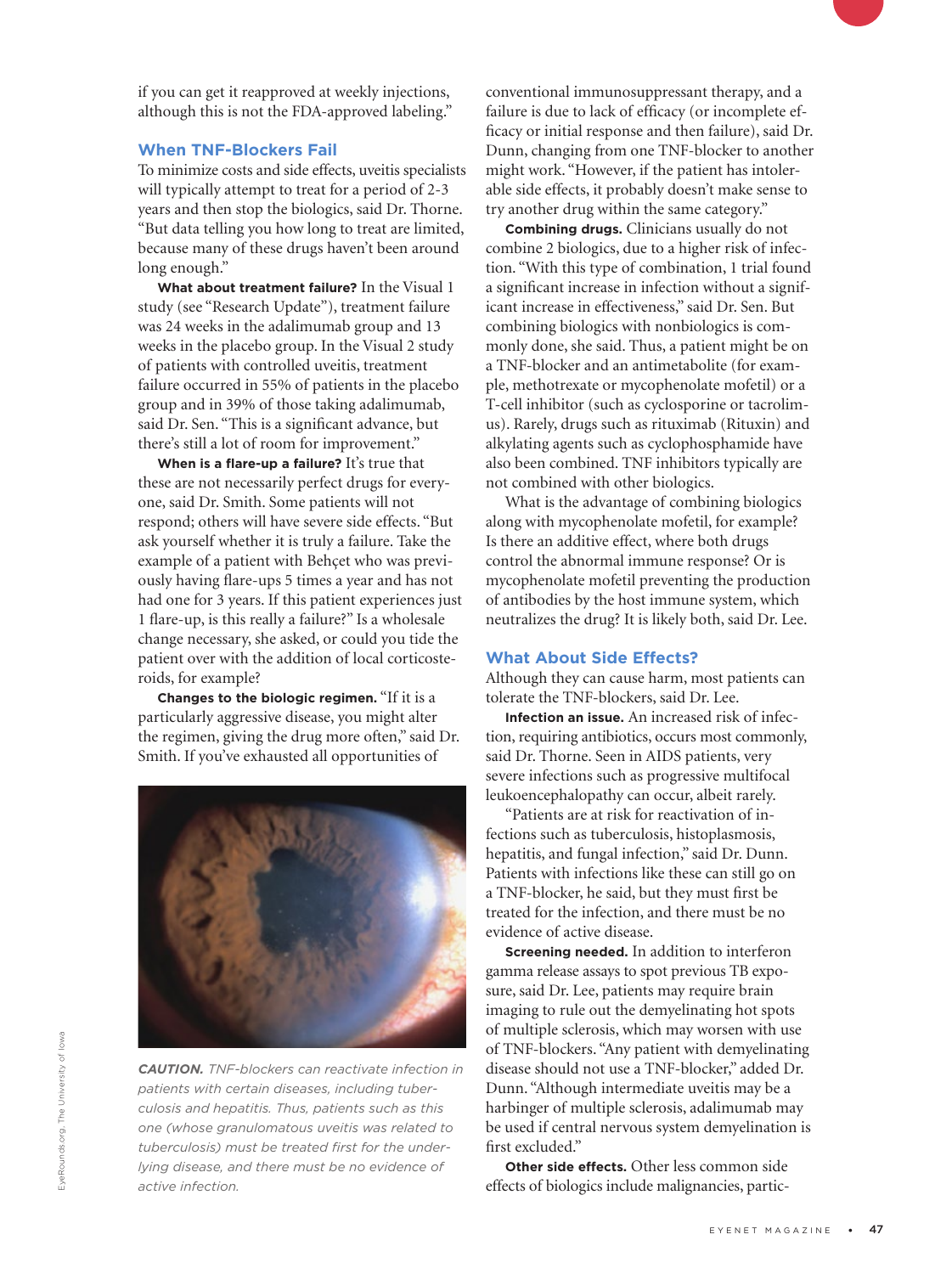if you can get it reapproved at weekly injections, although this is not the FDA-approved labeling."

## When TNF-Blockers Fail

To minimize costs and side effects, uveitis specialists will typically attempt to treat for a period of 2-3 years and then stop the biologics, said Dr. Thorne. "But data telling you how long to treat are limited, because many of these drugs haven't been around long enough."

**What about treatment failure?** In the Visual 1 study (see "Research Update"), treatment failure was 24 weeks in the adalimumab group and 13 weeks in the placebo group. In the Visual 2 study of patients with controlled uveitis, treatment failure occurred in 55% of patients in the placebo group and in 39% of those taking adalimumab, said Dr. Sen. "This is a significant advance, but there's still a lot of room for improvement."

**When is a flare-up a failure?** It's true that these are not necessarily perfect drugs for everyone, said Dr. Smith. Some patients will not respond; others will have severe side effects. "But ask yourself whether it is truly a failure. Take the example of a patient with Behçet who was previously having flare-ups 5 times a year and has not had one for 3 years. If this patient experiences just 1 flare-up, is this really a failure?" Is a wholesale change necessary, she asked, or could you tide the patient over with the addition of local corticosteroids, for example?

**Changes to the biologic regimen.** "If it is a particularly aggressive disease, you might alter the regimen, giving the drug more often," said Dr. Smith. If you've exhausted all opportunities of conventional immunosuppressant therapy, and a failure is due to lack of efficacy (or incomplete efficacy or initial response and then failure), said Dr. Dunn, changing from one TNF-blocker to another might work. "However, if the patient has intolerable side effects, it probably doesn't make sense to try another drug within the same category."

*CAUTION. TNF-blockers can reactivate infection in patients with certain diseases, including tuberculosis and hepatitis. Thus, patients such as this one (whose granulomatous uveitis was related to tuberculosis) must be treated first for the underlying disease, and there must be no evidence of active infection.*

**Combining drugs.** Clinicians usually do not combine 2 biologics, due to a higher risk of infection. "With this type of combination, 1 trial found a significant increase in infection without a significant increase in effectiveness," said Dr. Sen. But combining biologics with nonbiologics is commonly done, she said. Thus, a patient might be on a TNF-blocker and an antimetabolite (for example, methotrexate or mycophenolate mofetil) or a T-cell inhibitor (such as cyclosporine or tacrolimus). Rarely, drugs such as rituximab (Rituxin) and alkylating agents such as cyclophosphamide have also been combined. TNF inhibitors typically are not combined with other biologics.

What is the advantage of combining biologics along with mycophenolate mofetil, for example? Is there an additive effect, where both drugs control the abnormal immune response? Or is mycophenolate mofetil preventing the production of antibodies by the host immune system, which neutralizes the drug? It is likely both, said Dr. Lee.

## What About Side Effects?

Although they can cause harm, most patients can tolerate the TNF-blockers, said Dr. Lee.

**Infection an issue.** An increased risk of infection, requiring antibiotics, occurs most commonly, said Dr. Thorne. Seen in AIDS patients, very severe infections such as progressive multifocal leukoencephalopathy can occur, albeit rarely.

"Patients are at risk for reactivation of infections such as tuberculosis, histoplasmosis, hepatitis, and fungal infection," said Dr. Dunn. Patients with infections like these can still go on a TNF-blocker, he said, but they must first be treated for the infection, and there must be no evidence of active disease.

**Screening needed.** In addition to interferon gamma release assays to spot previous TB exposure, said Dr. Lee, patients may require brain imaging to rule out the demyelinating hot spots of multiple sclerosis, which may worsen with use of TNF-blockers. "Any patient with demyelinating disease should not use a TNF-blocker," added Dr. Dunn. "Although intermediate uveitis may be a harbinger of multiple sclerosis, adalimumab may be used if central nervous system demyelination is first excluded."

**Other side effects.** Other less common side effects of biologics include malignancies, partic-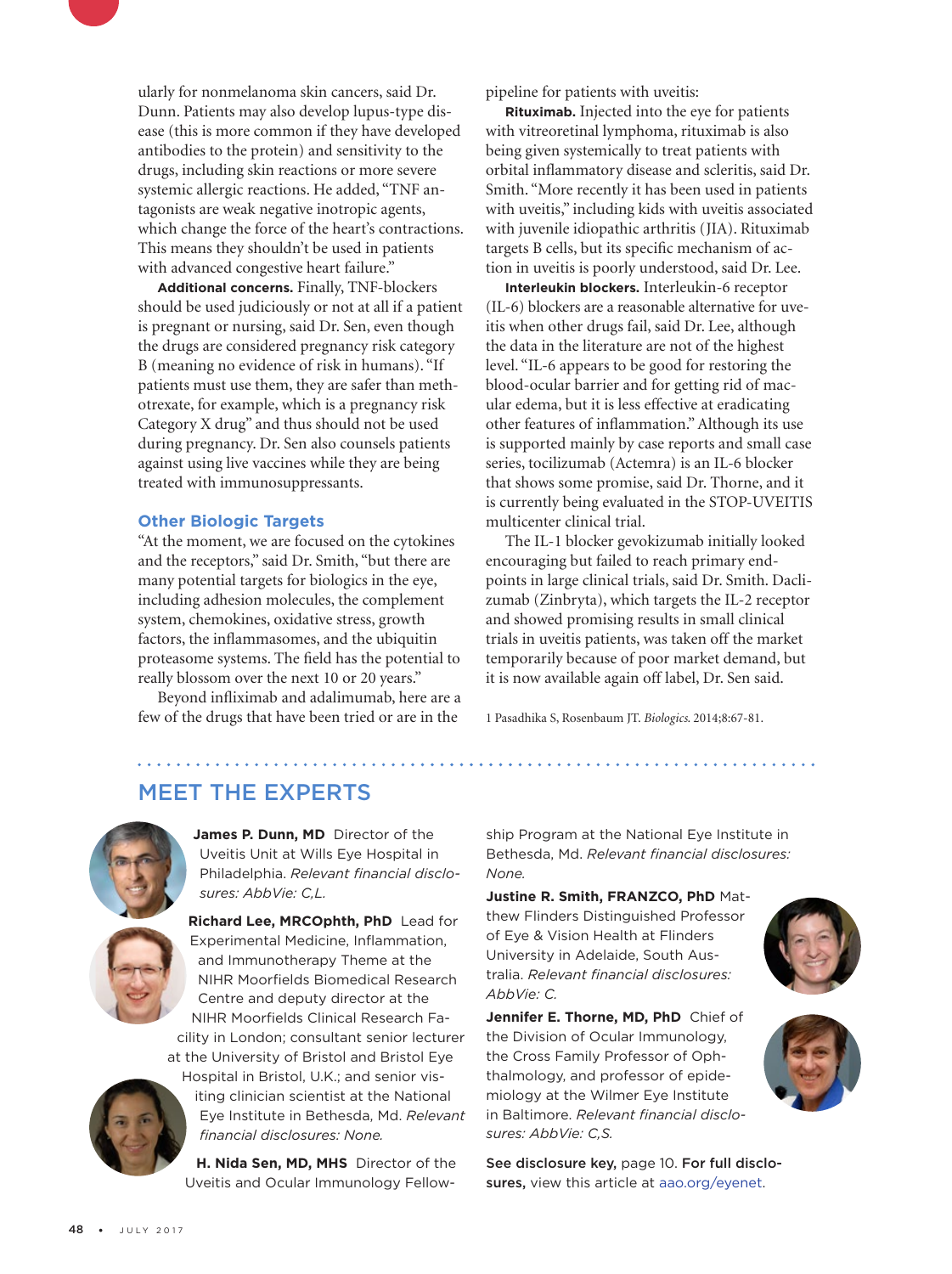ularly for nonmelanoma skin cancers, said Dr. Dunn. Patients may also develop lupus-type disease (this is more common if they have developed antibodies to the protein) and sensitivity to the drugs, including skin reactions or more severe systemic allergic reactions. He added, "TNF antagonists are weak negative inotropic agents, which change the force of the heart's contractions. This means they shouldn't be used in patients with advanced congestive heart failure."

**Additional concerns.** Finally, TNF-blockers should be used judiciously or not at all if a patient is pregnant or nursing, said Dr. Sen, even though the drugs are considered pregnancy risk category B (meaning no evidence of risk in humans). "If patients must use them, they are safer than methotrexate, for example, which is a pregnancy risk Category X drug" and thus should not be used during pregnancy. Dr. Sen also counsels patients against using live vaccines while they are being treated with immunosuppressants.

## Other Biologic Targets

"At the moment, we are focused on the cytokines and the receptors," said Dr. Smith, "but there are many potential targets for biologics in the eye, including adhesion molecules, the complement system, chemokines, oxidative stress, growth factors, the inflammasomes, and the ubiquitin proteasome systems. The field has the potential to really blossom over the next 10 or 20 years."

Beyond infliximab and adalimumab, here are a few of the drugs that have been tried or are in the pipeline for patients with uveitis:

**Rituximab.** Injected into the eye for patients with vitreoretinal lymphoma, rituximab is also being given systemically to treat patients with orbital inflammatory disease and scleritis, said Dr. Smith. "More recently it has been used in patients with uveitis," including kids with uveitis associated with juvenile idiopathic arthritis (JIA). Rituximab targets B cells, but its specific mechanism of action in uveitis is poorly understood, said Dr. Lee.

**Interleukin blockers.** Interleukin-6 receptor (IL-6) blockers are a reasonable alternative for uveitis when other drugs fail, said Dr. Lee, although the data in the literature are not of the highest level. "IL-6 appears to be good for restoring the blood-ocular barrier and for getting rid of macular edema, but it is less effective at eradicating other features of inflammation." Although its use is supported mainly by case reports and small case series, tocilizumab (Actemra) is an IL-6 blocker that shows some promise, said Dr. Thorne, and it is currently being evaluated in the STOP-UVEITIS multicenter clinical trial.

The IL-1 blocker gevokizumab initially looked encouraging but failed to reach primary endpoints in large clinical trials, said Dr. Smith. Daclizumab (Zinbryta), which targets the IL-2 receptor and showed promising results in small clinical trials in uveitis patients, was taken off the market temporarily because of poor market demand, but it is now available again off label, Dr. Sen said.

1 Pasadhika S, Rosenbaum JT. *Biologics.* 2014;8:67-81.

## MEET THE EXPERTS

**James P. Dunn, MD** Director of the Uveitis Unit at Wills Eye Hospital in Philadelphia. *Relevant financial disclosures: AbbVie: C,L.*

**Richard Lee, MRCOphth, PhD** Lead for Experimental Medicine, Inflammation, and Immunotherapy Theme at the NIHR Moorfields Biomedical Research Centre and deputy director at the NIHR Moorfields Clinical Research Facility in London; consultant senior lecturer at the University of Bristol and Bristol Eye Hospital in Bristol, U.K.; and senior visiting clinician scientist at the National Eye Institute in Bethesda, Md. *Relevant financial disclosures: None.*

**H. Nida Sen, MD, MHS** Director of the Uveitis and Ocular Immunology Fellowship Program at the National Eye Institute in Bethesda, Md. *Relevant financial disclosures: None.*

**Justine R. Smith, FRANZCO, PhD** Matthew Flinders Distinguished Professor of Eye & Vision Health at Flinders University in Adelaide, South Australia. *Relevant financial disclosures: AbbVie: C.*

**Jennifer E. Thorne, MD, PhD** Chief of the Division of Ocular Immunology, the Cross Family Professor of Ophthalmology, and professor of epidemiology at the Wilmer Eye Institute in Baltimore. *Relevant financial disclosures: AbbVie: C,S.*

**See disclosure key,** page 10. **For full disclosures,** view this article at aao.org/eyenet.